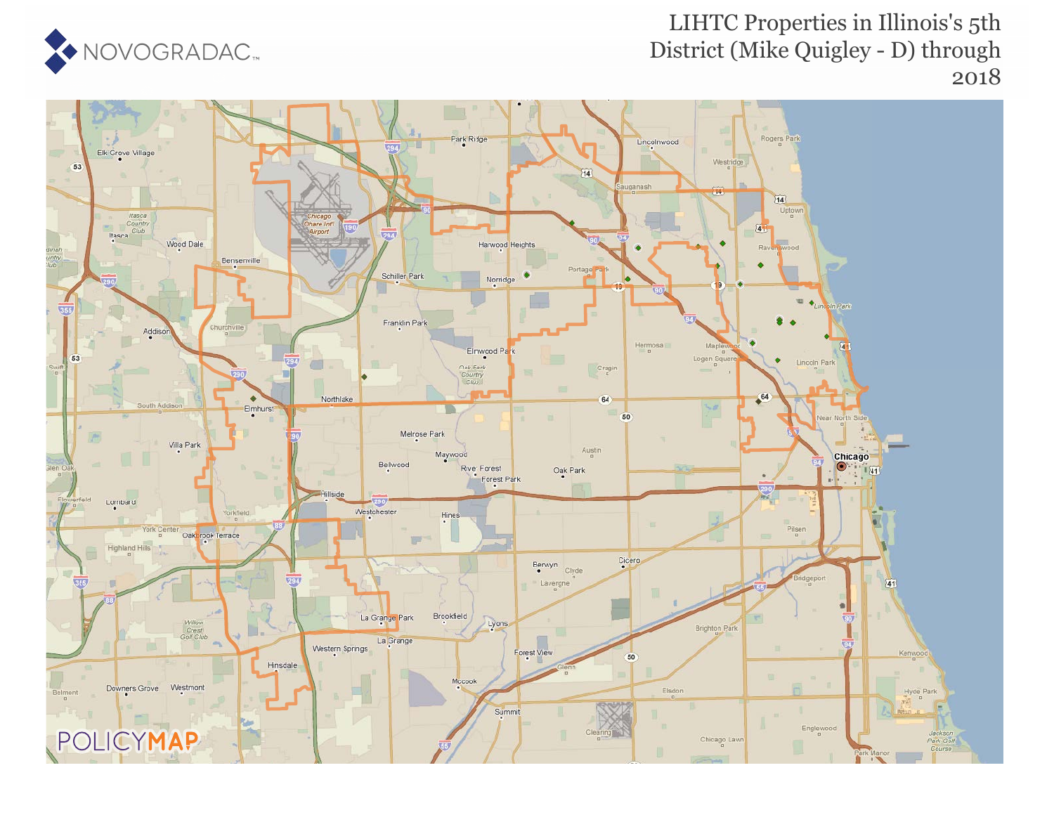# LIHTC Properties in Illinois's 5th District (Mike Quigley - D) through 2018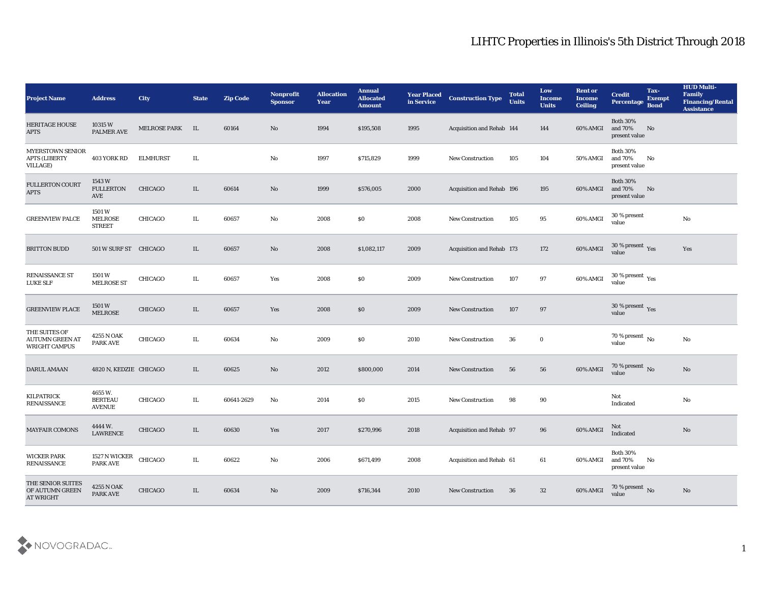# LIHTC Properties in Illinois's 5th District Through 2018

| Project Name | Address | City | State | Zip Code | Nonprofit Sponsor | Allocation Year | Annual Allocated Amount | Year Placed in Service | Construction Type | Total Units | Low Income Units | Rent or Income Ceiling | Credit Percentage | Tax-Exempt Bond | HUD Multi-Family Financing/Rental Assistance |
|---|---|---|---|---|---|---|---|---|---|---|---|---|---|---|---|
| HERITAGE HOUSE APTS | 10315 W PALMER AVE | MELROSE PARK | IL | 60164 | No | 1994 | $195,508 | 1995 | Acquisition and Rehab | 144 | 144 | 60% AMGI | Both 30% and 70% present value | No | |
| MYERSTOWN SENIOR APTS (LIBERTY VILLAGE) | 403 YORK RD | ELMHURST | IL | | No | 1997 | $715,829 | 1999 | New Construction | 105 | 104 | 50% AMGI | Both 30% and 70% present value | No | |
| FULLERTON COURT APTS | 1543 W FULLERTON AVE | CHICAGO | IL | 60614 | No | 1999 | $576,005 | 2000 | Acquisition and Rehab | 196 | 195 | 60% AMGI | Both 30% and 70% present value | No | |
| GREENVIEW PALCE | 1501 W MELROSE STREET | CHICAGO | IL | 60657 | No | 2008 | $0 | 2008 | New Construction | 105 | 95 | 60% AMGI | 30 % present value | | No |
| BRITTON BUDD | 501 W SURF ST | CHICAGO | IL | 60657 | No | 2008 | $1,082,117 | 2009 | Acquisition and Rehab | 173 | 172 | 60% AMGI | 30 % present value | Yes | Yes |
| RENAISSANCE ST LUKE SLF | 1501 W MELROSE ST | CHICAGO | IL | 60657 | Yes | 2008 | $0 | 2009 | New Construction | 107 | 97 | 60% AMGI | 30 % present value | Yes | |
| GREENVIEW PLACE | 1501 W MELROSE | CHICAGO | IL | 60657 | Yes | 2008 | $0 | 2009 | New Construction | 107 | 97 | | 30 % present value | Yes | |
| THE SUITES OF AUTUMN GREEN AT WRIGHT CAMPUS | 4255 N OAK PARK AVE | CHICAGO | IL | 60634 | No | 2009 | $0 | 2010 | New Construction | 36 | 0 | | 70 % present value | No | No |
| DARUL AMAAN | 4820 N, KEDZIE | CHICAGO | IL | 60625 | No | 2012 | $800,000 | 2014 | New Construction | 56 | 56 | 60% AMGI | 70 % present value | No | No |
| KILPATRICK RENAISSANCE | 4655 W. BERTEAU AVENUE | CHICAGO | IL | 60641-2629 | No | 2014 | $0 | 2015 | New Construction | 98 | 90 | | Not Indicated | | No |
| MAYFAIR COMONS | 4444 W. LAWRENCE | CHICAGO | IL | 60630 | Yes | 2017 | $270,996 | 2018 | Acquisition and Rehab | 97 | 96 | 60% AMGI | Not Indicated | | No |
| WICKER PARK RENAISSANCE | 1527 N WICKER PARK AVE | CHICAGO | IL | 60622 | No | 2006 | $671,499 | 2008 | Acquisition and Rehab | 61 | 61 | 60% AMGI | Both 30% and 70% present value | No | |
| THE SENIOR SUITES OF AUTUMN GREEN AT WRIGHT | 4255 N OAK PARK AVE | CHICAGO | IL | 60634 | No | 2009 | $716,344 | 2010 | New Construction | 36 | 32 | 60% AMGI | 70 % present value | No | No |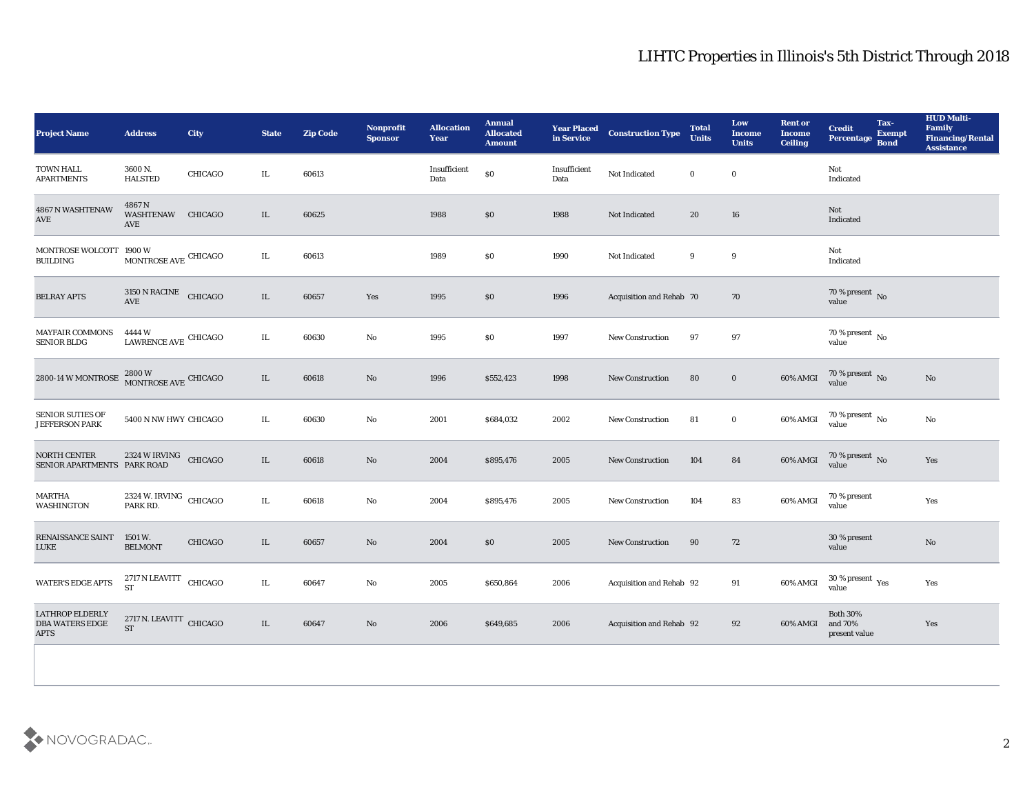# LIHTC Properties in Illinois's 5th District Through 2018

| Project Name | Address | City | State | Zip Code | Nonprofit Sponsor | Allocation Year | Annual Allocated Amount | Year Placed in Service | Construction Type | Total Units | Low Income Units | Rent or Income Ceiling | Credit Percentage | Tax-Exempt Bond | HUD Multi-Family Financing/Rental Assistance |
|---|---|---|---|---|---|---|---|---|---|---|---|---|---|---|---|
| TOWN HALL APARTMENTS | 3600 N. HALSTED | CHICAGO | IL | 60613 | | Insufficient Data | $0 | Insufficient Data | Not Indicated | 0 | 0 | | Not Indicated | | |
| 4867 N WASHTENAW AVE | 4867 N WASHTENAW AVE | CHICAGO | IL | 60625 | | 1988 | $0 | 1988 | Not Indicated | 20 | 16 | | Not Indicated | | |
| MONTROSE WOLCOTT BUILDING | 1900 W MONTROSE AVE | CHICAGO | IL | 60613 | | 1989 | $0 | 1990 | Not Indicated | 9 | 9 | | Not Indicated | | |
| BELRAY APTS | 3150 N RACINE AVE | CHICAGO | IL | 60657 | Yes | 1995 | $0 | 1996 | Acquisition and Rehab | 70 | 70 | | 70 % present value | No | |
| MAYFAIR COMMONS SENIOR BLDG | 4444 W LAWRENCE AVE | CHICAGO | IL | 60630 | No | 1995 | $0 | 1997 | New Construction | 97 | 97 | | 70 % present value | No | |
| 2800-14 W MONTROSE | 2800 W MONTROSE AVE | CHICAGO | IL | 60618 | No | 1996 | $552,423 | 1998 | New Construction | 80 | 0 | 60% AMGI | 70 % present value | No | No |
| SENIOR SUTIES OF JEFFERSON PARK | 5400 N NW HWY | CHICAGO | IL | 60630 | No | 2001 | $684,032 | 2002 | New Construction | 81 | 0 | 60% AMGI | 70 % present value | No | No |
| NORTH CENTER SENIOR APARTMENTS | 2324 W IRVING PARK ROAD | CHICAGO | IL | 60618 | No | 2004 | $895,476 | 2005 | New Construction | 104 | 84 | 60% AMGI | 70 % present value | No | Yes |
| MARTHA WASHINGTON | 2324 W. IRVING PARK RD. | CHICAGO | IL | 60618 | No | 2004 | $895,476 | 2005 | New Construction | 104 | 83 | 60% AMGI | 70 % present value | | Yes |
| RENAISSANCE SAINT LUKE | 1501 W. BELMONT | CHICAGO | IL | 60657 | No | 2004 | $0 | 2005 | New Construction | 90 | 72 | | 30 % present value | | No |
| WATER'S EDGE APTS | 2717 N LEAVITT ST | CHICAGO | IL | 60647 | No | 2005 | $650,864 | 2006 | Acquisition and Rehab | 92 | 91 | 60% AMGI | 30 % present value | Yes | Yes |
| LATHROP ELDERLY DBA WATERS EDGE APTS | 2717 N. LEAVITT ST | CHICAGO | IL | 60647 | No | 2006 | $649,685 | 2006 | Acquisition and Rehab | 92 | 92 | 60% AMGI | Both 30% and 70% present value | | Yes |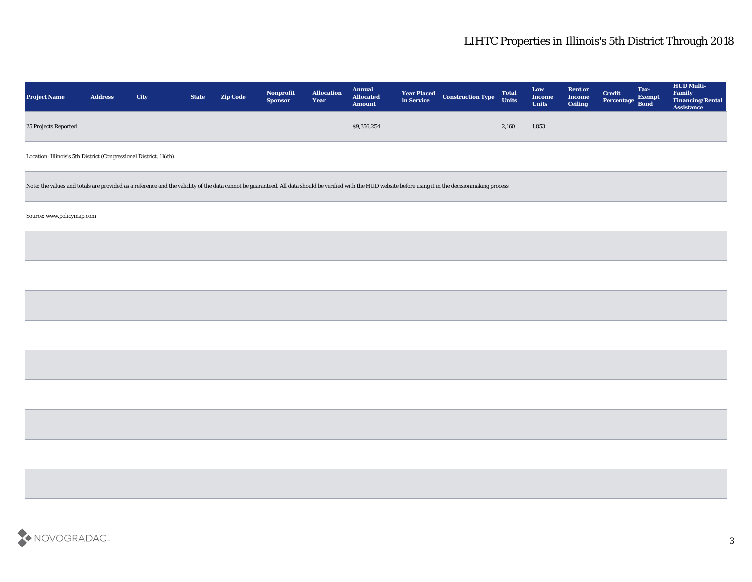| Project Name | Address | City | State | Zip Code | Nonprofit Sponsor | Allocation Year | Annual Allocated Amount | Year Placed in Service | Construction Type | Total Units | Low Income Units | Rent or Income Ceiling | Credit Percentage | Tax-Exempt Bond | HUD Multi-Family Financing/Rental Assistance |
|---|---|---|---|---|---|---|---|---|---|---|---|---|---|---|---|
| 25 Projects Reported | | | | | | | $9,356,254 | | | 2,160 | 1,853 | | | | |
| Location: Illinois's 5th District (Congressional District, 116th) | | | | | | | | | | | | | | | |
| Note: the values and totals are provided as a reference and the validity of the data cannot be guaranteed. All data should be verified with the HUD website before using it in the decisionmaking process | | | | | | | | | | | | | | | |
| Source: www.policymap.com | | | | | | | | | | | | | | | |